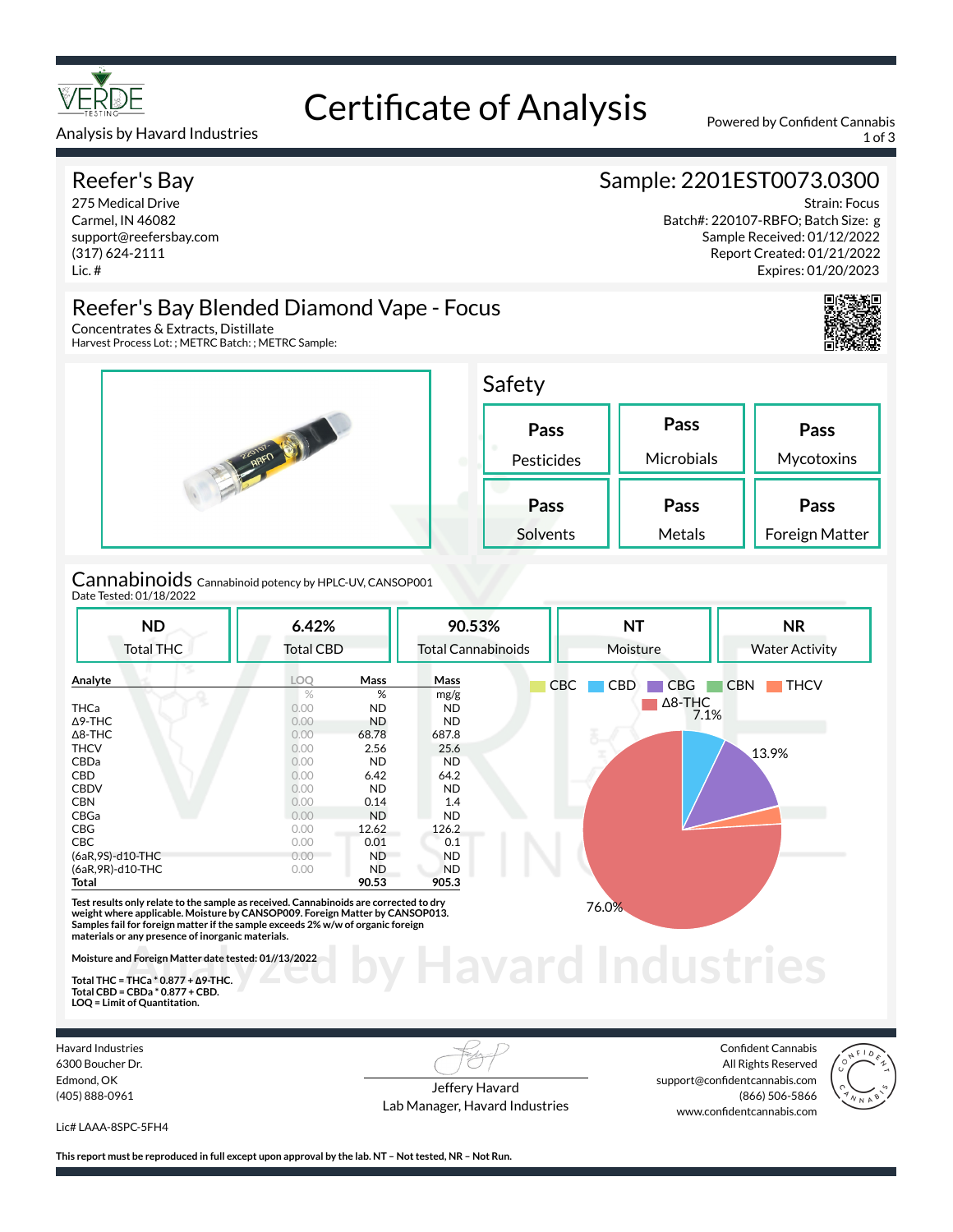# Certificate of Analysis

Analysis by Havard Industries

Powered by Confident Cannabis

## Reefer's Bay

275 Medical Drive
Carmel, IN 46082
support@reefersbay.com
(317) 624-2111
Lic. #

## Sample: 2201EST0073.0300

Strain: Focus
Batch#: 220107-RBFO; Batch Size: g
Sample Received: 01/12/2022
Report Created: 01/21/2022
Expires: 01/20/2023

## Reefer's Bay Blended Diamond Vape - Focus

Concentrates & Extracts, Distillate
Harvest Process Lot: ; METRC Batch: ; METRC Sample:

## Safety

| Pass | Pass | Pass |
|---|---|---|
| Pesticides | Microbials | Mycotoxins |
| **Pass** | **Pass** | **Pass** |
| Solvents | Metals | Foreign Matter |

## Cannabinoids

Cannabinoid potency by HPLC-UV, CANSOP001
Date Tested: 01/18/2022

| ND | 6.42% | 90.53% | NT | NR |
|---|---|---|---|---|
| Total THC | Total CBD | Total Cannabinoids | Moisture | Water Activity |

| Analyte | LOQ | Mass | Mass |
|---|---|---|---|
| | % | % | mg/g |
| THCa | 0.00 | ND | ND |
| Δ9-THC | 0.00 | ND | ND |
| Δ8-THC | 0.00 | 68.78 | 687.8 |
| THCV | 0.00 | 2.56 | 25.6 |
| CBDa | 0.00 | ND | ND |
| CBD | 0.00 | 6.42 | 64.2 |
| CBDV | 0.00 | ND | ND |
| CBN | 0.00 | 0.14 | 1.4 |
| CBGa | 0.00 | ND | ND |
| CBG | 0.00 | 12.62 | 126.2 |
| CBC | 0.00 | 0.01 | 0.1 |
| (6aR,9S)-d10-THC | 0.00 | ND | ND |
| (6aR,9R)-d10-THC | 0.00 | ND | ND |
| **Total** | | **90.53** | **905.3** |

Chart legend: CBC, CBD, CBG, CBN, THCV, Δ8-THC — 7.1%, 13.9%, 76.0%

**Test results only relate to the sample as received. Cannabinoids are corrected to dry weight where applicable. Moisture by CANSOP009. Foreign Matter by CANSOP013. Samples fail for foreign matter if the sample exceeds 2% w/w of organic foreign materials or any presence of inorganic materials.**

**Moisture and Foreign Matter date tested: 01//13/2022**

**Total THC = THCa * 0.877 + Δ9-THC.**
**Total CBD = CBDa * 0.877 + CBD.**
**LOQ = Limit of Quantitation.**

Havard Industries
6300 Boucher Dr.
Edmond, OK
(405) 888-0961

Lic# LAAA-8SPC-5FH4

Jeffery Havard
Lab Manager, Havard Industries

Confident Cannabis
All Rights Reserved
support@confidentcannabis.com
(866) 506-5866
www.confidentcannabis.com

**This report must be reproduced in full except upon approval by the lab. NT – Not tested, NR – Not Run.**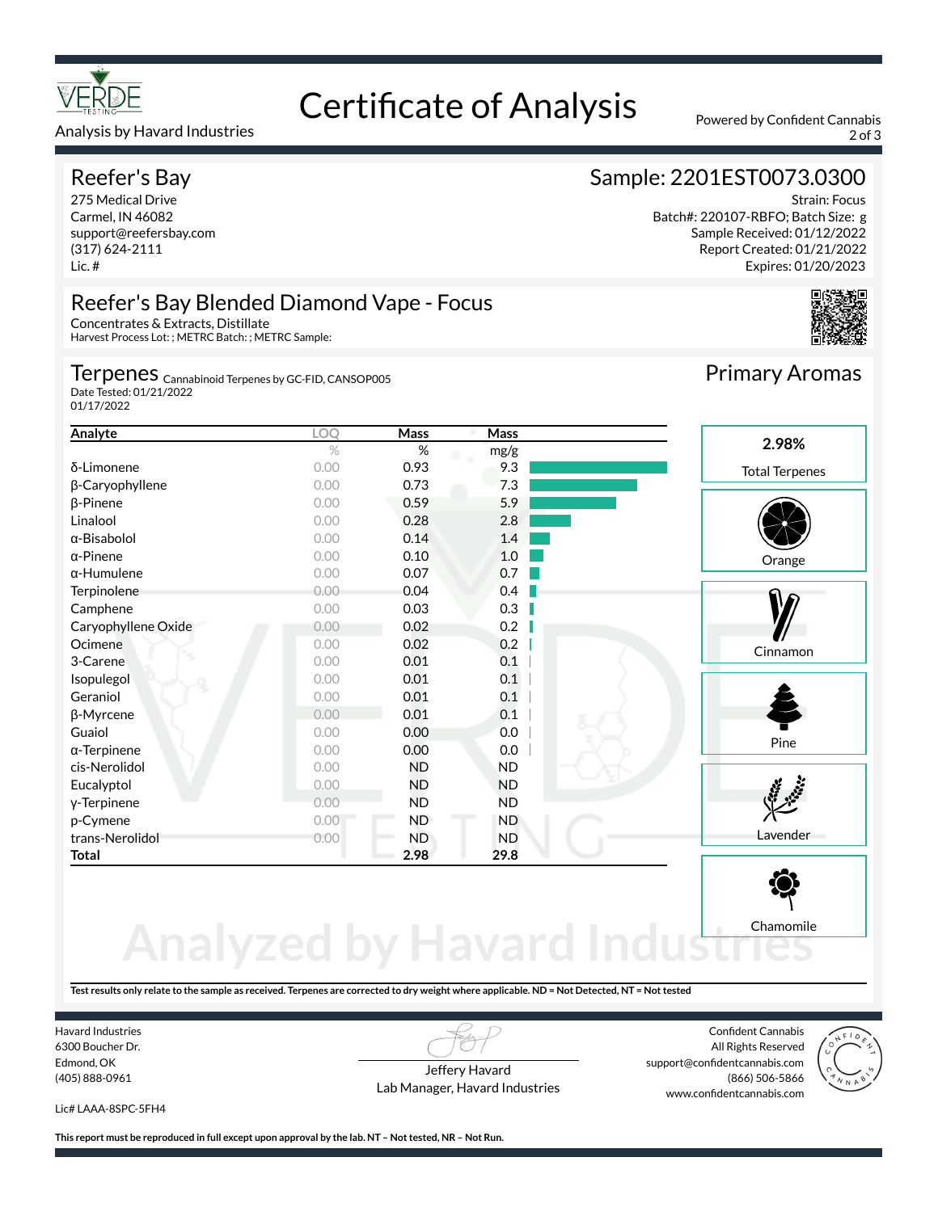Analysis by Havard Industries

# Certificate of Analysis

Powered by Confident Cannabis

## Reefer's Bay

275 Medical Drive
Carmel, IN 46082
support@reefersbay.com
(317) 624-2111
Lic. #

## Sample: 2201EST0073.0300

Strain: Focus
Batch#: 220107-RBFO; Batch Size: g
Sample Received: 01/12/2022
Report Created: 01/21/2022
Expires: 01/20/2023

## Reefer's Bay Blended Diamond Vape - Focus

Concentrates & Extracts, Distillate
Harvest Process Lot: ; METRC Batch: ; METRC Sample:

## Terpenes

Cannabinoid Terpenes by GC-FID, CANSOP005
Date Tested: 01/21/2022
01/17/2022

| Analyte | LOQ | Mass | Mass |
|---|---|---|---|
| | % | % | mg/g |
| δ-Limonene | 0.00 | 0.93 | 9.3 |
| β-Caryophyllene | 0.00 | 0.73 | 7.3 |
| β-Pinene | 0.00 | 0.59 | 5.9 |
| Linalool | 0.00 | 0.28 | 2.8 |
| α-Bisabolol | 0.00 | 0.14 | 1.4 |
| α-Pinene | 0.00 | 0.10 | 1.0 |
| α-Humulene | 0.00 | 0.07 | 0.7 |
| Terpinolene | 0.00 | 0.04 | 0.4 |
| Camphene | 0.00 | 0.03 | 0.3 |
| Caryophyllene Oxide | 0.00 | 0.02 | 0.2 |
| Ocimene | 0.00 | 0.02 | 0.2 |
| 3-Carene | 0.00 | 0.01 | 0.1 |
| Isopulegol | 0.00 | 0.01 | 0.1 |
| Geraniol | 0.00 | 0.01 | 0.1 |
| β-Myrcene | 0.00 | 0.01 | 0.1 |
| Guaiol | 0.00 | 0.00 | 0.0 |
| α-Terpinene | 0.00 | 0.00 | 0.0 |
| cis-Nerolidol | 0.00 | ND | ND |
| Eucalyptol | 0.00 | ND | ND |
| γ-Terpinene | 0.00 | ND | ND |
| p-Cymene | 0.00 | ND | ND |
| trans-Nerolidol | 0.00 | ND | ND |
| **Total** | | **2.98** | **29.8** |

## Primary Aromas

**2.98%**
Total Terpenes

- Orange
- Cinnamon
- Pine
- Lavender
- Chamomile

**Test results only relate to the sample as received. Terpenes are corrected to dry weight where applicable. ND = Not Detected, NT = Not tested**

Havard Industries
6300 Boucher Dr.
Edmond, OK
(405) 888-0961

Lic# LAAA-8SPC-5FH4

Jeffery Havard
Lab Manager, Havard Industries

Confident Cannabis
All Rights Reserved
support@confidentcannabis.com
(866) 506-5866
www.confidentcannabis.com

**This report must be reproduced in full except upon approval by the lab. NT – Not tested, NR – Not Run.**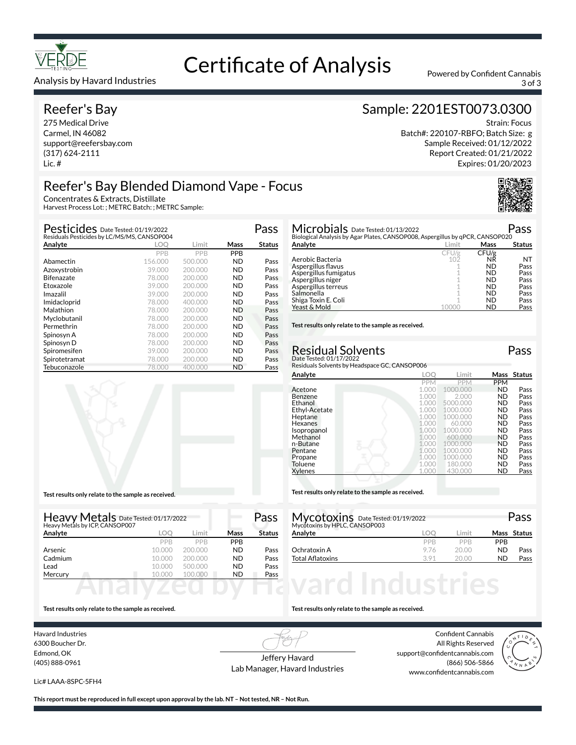# Certificate of Analysis

Analysis by Havard Industries

Powered by Confident Cannabis

## Reefer's Bay

275 Medical Drive
Carmel, IN 46082
support@reefersbay.com
(317) 624-2111
Lic. #

## Sample: 2201EST0073.0300

Strain: Focus
Batch#: 220107-RBFO; Batch Size: g
Sample Received: 01/12/2022
Report Created: 01/21/2022
Expires: 01/20/2023

## Reefer's Bay Blended Diamond Vape - Focus

Concentrates & Extracts, Distillate
Harvest Process Lot: ; METRC Batch: ; METRC Sample:

### Pesticides — Pass

Date Tested: 01/19/2022
Residuals Pesticides by LC/MS/MS, CANSOP004

| Analyte | LOQ | Limit | Mass | Status |
|---|---|---|---|---|
| | PPB | PPB | PPB | |
| Abamectin | 156.000 | 500.000 | ND | Pass |
| Azoxystrobin | 39.000 | 200.000 | ND | Pass |
| Bifenazate | 78.000 | 200.000 | ND | Pass |
| Etoxazole | 39.000 | 200.000 | ND | Pass |
| Imazalil | 39.000 | 200.000 | ND | Pass |
| Imidacloprid | 78.000 | 400.000 | ND | Pass |
| Malathion | 78.000 | 200.000 | ND | Pass |
| Myclobutanil | 78.000 | 200.000 | ND | Pass |
| Permethrin | 78.000 | 200.000 | ND | Pass |
| Spinosyn A | 78.000 | 200.000 | ND | Pass |
| Spinosyn D | 78.000 | 200.000 | ND | Pass |
| Spiromesifen | 39.000 | 200.000 | ND | Pass |
| Spirotetramat | 78.000 | 200.000 | ND | Pass |
| Tebuconazole | 78.000 | 400.000 | ND | Pass |

**Test results only relate to the sample as received.**

### Microbials — Pass

Date Tested: 01/13/2022
Biological Analysis by Agar Plates, CANSOP008, Aspergillus by qPCR, CANSOP020

| Analyte | Limit | Mass | Status |
|---|---|---|---|
| | CFU/g | CFU/g | |
| Aerobic Bacteria | 102 | NR | NT |
| Aspergillus flavus | 1 | ND | Pass |
| Aspergillus fumigatus | 1 | ND | Pass |
| Aspergillus niger | 1 | ND | Pass |
| Aspergillus terreus | 1 | ND | Pass |
| Salmonella | 1 | ND | Pass |
| Shiga Toxin E. Coli | 1 | ND | Pass |
| Yeast & Mold | 10000 | ND | Pass |

**Test results only relate to the sample as received.**

### Residual Solvents — Pass

Date Tested: 01/17/2022
Residuals Solvents by Headspace GC, CANSOP006

| Analyte | LOQ | Limit | Mass | Status |
|---|---|---|---|---|
| | PPM | PPM | PPM | |
| Acetone | 1.000 | 1000.000 | ND | Pass |
| Benzene | 1.000 | 2.000 | ND | Pass |
| Ethanol | 1.000 | 5000.000 | ND | Pass |
| Ethyl-Acetate | 1.000 | 1000.000 | ND | Pass |
| Heptane | 1.000 | 1000.000 | ND | Pass |
| Hexanes | 1.000 | 60.000 | ND | Pass |
| Isopropanol | 1.000 | 1000.000 | ND | Pass |
| Methanol | 1.000 | 600.000 | ND | Pass |
| n-Butane | 1.000 | 1000.000 | ND | Pass |
| Pentane | 1.000 | 1000.000 | ND | Pass |
| Propane | 1.000 | 1000.000 | ND | Pass |
| Toluene | 1.000 | 180.000 | ND | Pass |
| Xylenes | 1.000 | 430.000 | ND | Pass |

**Test results only relate to the sample as received.**

### Heavy Metals — Pass

Date Tested: 01/17/2022
Heavy Metals by ICP, CANSOP007

| Analyte | LOQ | Limit | Mass | Status |
|---|---|---|---|---|
| | PPB | PPB | PPB | |
| Arsenic | 10.000 | 200.000 | ND | Pass |
| Cadmium | 10.000 | 200.000 | ND | Pass |
| Lead | 10.000 | 500.000 | ND | Pass |
| Mercury | 10.000 | 100.000 | ND | Pass |

**Test results only relate to the sample as received.**

### Mycotoxins — Pass

Date Tested: 01/19/2022
Mycotoxins by HPLC, CANSOP003

| Analyte | LOQ | Limit | Mass | Status |
|---|---|---|---|---|
| | PPB | PPB | PPB | |
| Ochratoxin A | 9.76 | 20.00 | ND | Pass |
| Total Aflatoxins | 3.91 | 20.00 | ND | Pass |

**Test results only relate to the sample as received.**

Havard Industries
6300 Boucher Dr.
Edmond, OK
(405) 888-0961

Lic# LAAA-8SPC-5FH4

Jeffery Havard
Lab Manager, Havard Industries

Confident Cannabis
All Rights Reserved
support@confidentcannabis.com
(866) 506-5866
www.confidentcannabis.com

**This report must be reproduced in full except upon approval by the lab. NT – Not tested, NR – Not Run.**